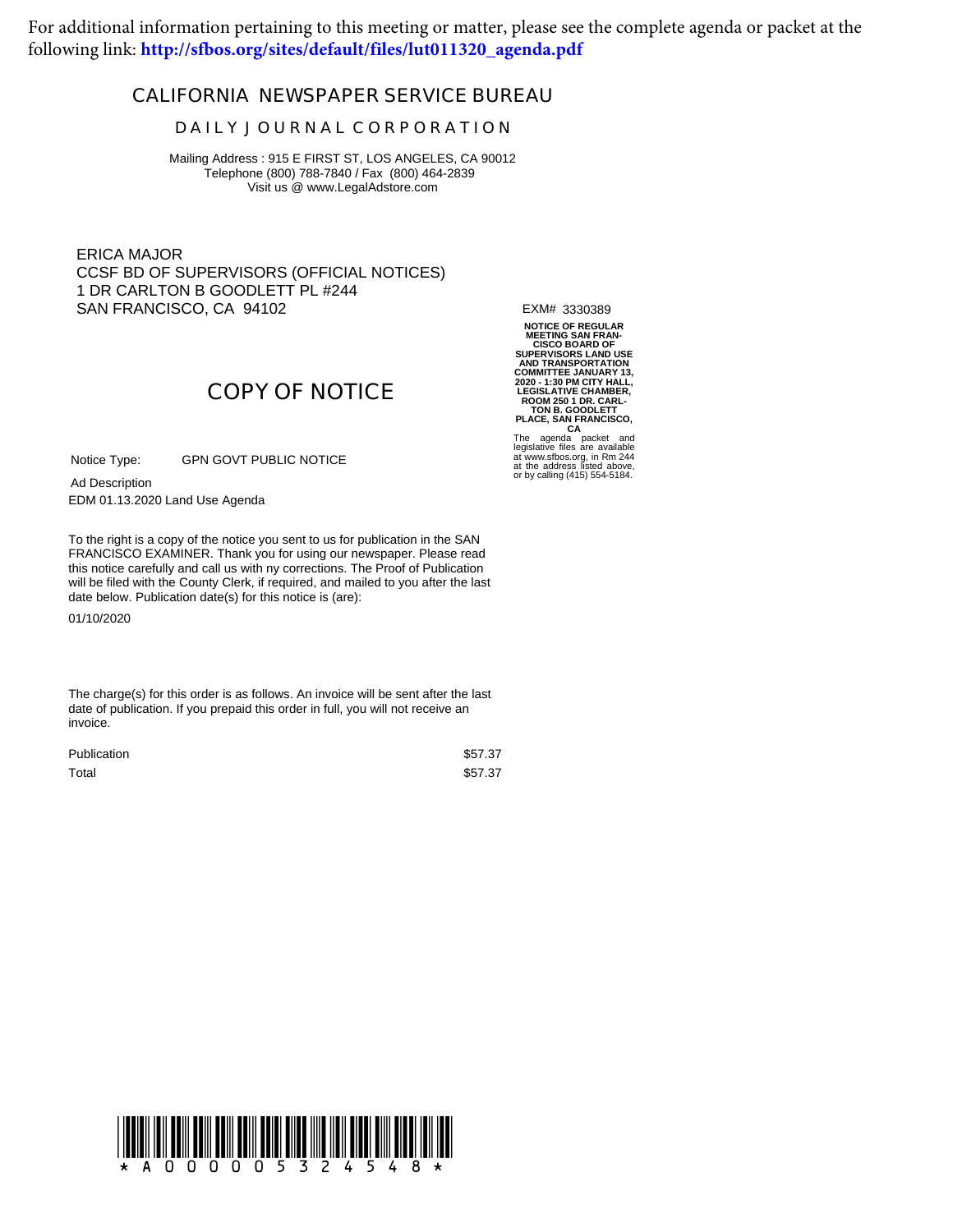For additional information pertaining to this meeting or matter, please see the complete agenda or packet at the following link: **http://sfbos.org/sites/default/files/lut011320_agenda.pdf**

# CALIFORNIA NEWSPAPER SERVICE BUREAU

## DAILY JOURNAL CORPORATION

Mailing Address : 915 E FIRST ST, LOS ANGELES, CA 90012
Telephone (800) 788-7840 / Fax (800) 464-2839
Visit us @ www.LegalAdstore.com

ERICA MAJOR
CCSF BD OF SUPERVISORS (OFFICIAL NOTICES)
1 DR CARLTON B GOODLETT PL #244
SAN FRANCISCO, CA 94102

## COPY OF NOTICE

Notice Type: GPN GOVT PUBLIC NOTICE

Ad Description
EDM 01.13.2020 Land Use Agenda

To the right is a copy of the notice you sent to us for publication in the SAN FRANCISCO EXAMINER. Thank you for using our newspaper. Please read this notice carefully and call us with ny corrections. The Proof of Publication will be filed with the County Clerk, if required, and mailed to you after the last date below. Publication date(s) for this notice is (are):

01/10/2020

The charge(s) for this order is as follows. An invoice will be sent after the last date of publication. If you prepaid this order in full, you will not receive an invoice.

| | |
|---|---|
| Publication | $57.37 |
| Total | $57.37 |

EXM# 3330389

**NOTICE OF REGULAR MEETING SAN FRANCISCO BOARD OF SUPERVISORS LAND USE AND TRANSPORTATION COMMITTEE JANUARY 13, 2020 - 1:30 PM CITY HALL, LEGISLATIVE CHAMBER, ROOM 250 1 DR. CARLTON B. GOODLETT PLACE, SAN FRANCISCO, CA**

The agenda packet and legislative files are available at www.sfbos.org, in Rm 244 at the address listed above, or by calling (415) 554-5184.

\* A 0 0 0 0 0 5 3 2 4 5 4 8 \*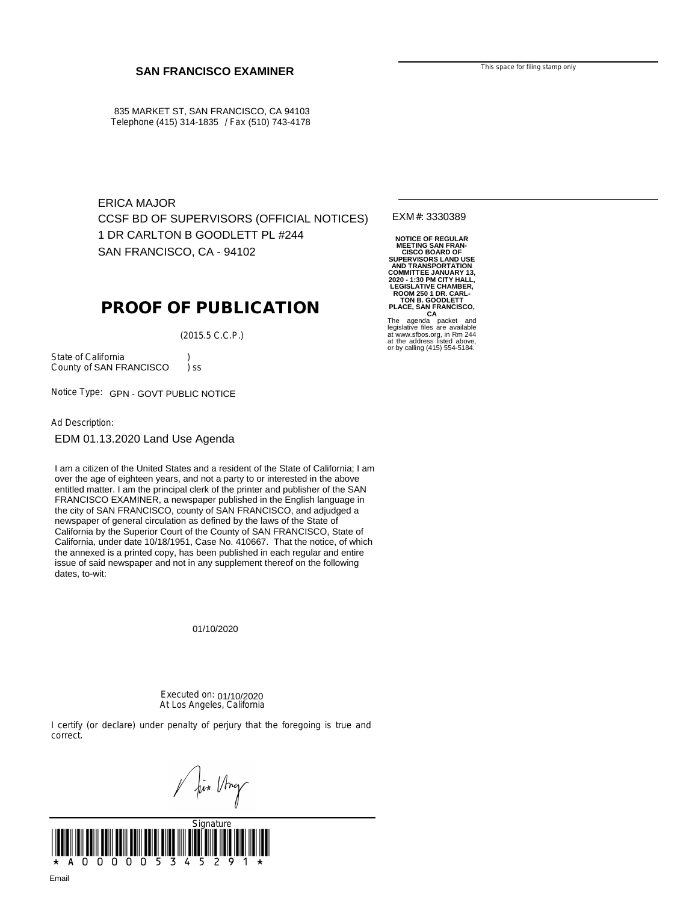**SAN FRANCISCO EXAMINER**

835 MARKET ST, SAN FRANCISCO, CA 94103
Telephone (415) 314-1835 / Fax (510) 743-4178

This space for filing stamp only

ERICA MAJOR
CCSF BD OF SUPERVISORS (OFFICIAL NOTICES)
1 DR CARLTON B GOODLETT PL #244
SAN FRANCISCO, CA - 94102

EXM#: 3330389

**NOTICE OF REGULAR MEETING SAN FRANCISCO BOARD OF SUPERVISORS LAND USE AND TRANSPORTATION COMMITTEE JANUARY 13, 2020 - 1:30 PM CITY HALL, LEGISLATIVE CHAMBER, ROOM 250 1 DR. CARLTON B. GOODLETT PLACE, SAN FRANCISCO, CA**

The agenda packet and legislative files are available at www.sfbos.org, in Rm 244 at the address listed above, or by calling (415) 554-5184.

# PROOF OF PUBLICATION

(2015.5 C.C.P.)

State of California )
County of SAN FRANCISCO ) ss

Notice Type: GPN - GOVT PUBLIC NOTICE

Ad Description:

EDM 01.13.2020 Land Use Agenda

I am a citizen of the United States and a resident of the State of California; I am over the age of eighteen years, and not a party to or interested in the above entitled matter. I am the principal clerk of the printer and publisher of the SAN FRANCISCO EXAMINER, a newspaper published in the English language in the city of SAN FRANCISCO, county of SAN FRANCISCO, and adjudged a newspaper of general circulation as defined by the laws of the State of California by the Superior Court of the County of SAN FRANCISCO, State of California, under date 10/18/1951, Case No. 410667. That the notice, of which the annexed is a printed copy, has been published in each regular and entire issue of said newspaper and not in any supplement thereof on the following dates, to-wit:

01/10/2020

Executed on: 01/10/2020
At Los Angeles, California

I certify (or declare) under penalty of perjury that the foregoing is true and correct.

Signature

\* A 0 0 0 0 0 5 3 4 5 2 9 1 \*

Email